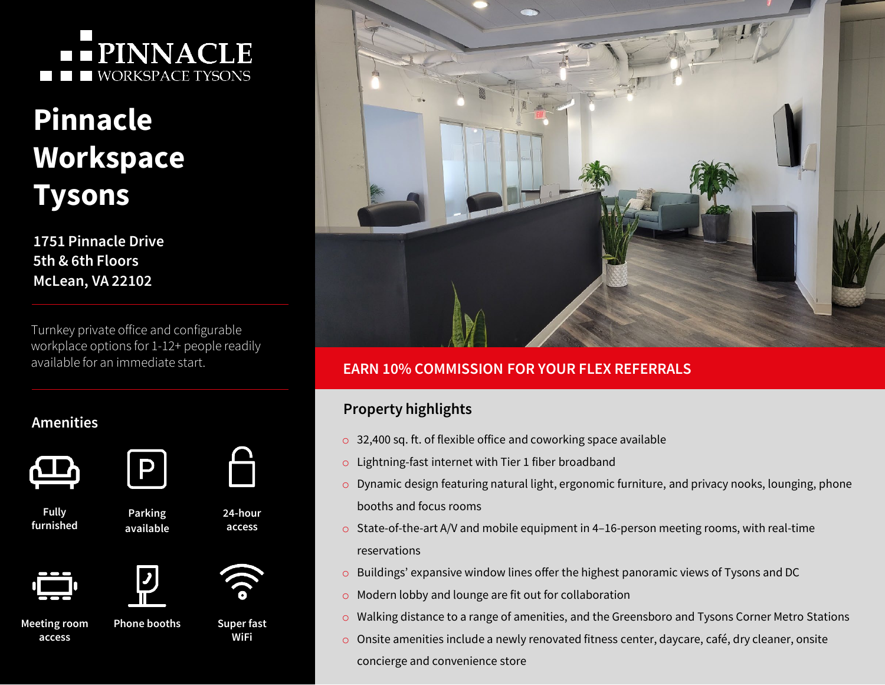PINNACLE
WORKSPACE TYSONS

# Pinnacle Workspace Tysons

**1751 Pinnacle Drive**
**5th & 6th Floors**
**McLean, VA 22102**

Turnkey private office and configurable workplace options for 1-12+ people readily available for an immediate start.

## Amenities

- Fully furnished
- Parking available
- 24-hour access
- Meeting room access
- Phone booths
- Super fast WiFi

**EARN 10% COMMISSION FOR YOUR FLEX REFERRALS**

## Property highlights

- 32,400 sq. ft. of flexible office and coworking space available
- Lightning-fast internet with Tier 1 fiber broadband
- Dynamic design featuring natural light, ergonomic furniture, and privacy nooks, lounging, phone booths and focus rooms
- State-of-the-art A/V and mobile equipment in 4–16-person meeting rooms, with real-time reservations
- Buildings' expansive window lines offer the highest panoramic views of Tysons and DC
- Modern lobby and lounge are fit out for collaboration
- Walking distance to a range of amenities, and the Greensboro and Tysons Corner Metro Stations
- Onsite amenities include a newly renovated fitness center, daycare, café, dry cleaner, onsite concierge and convenience store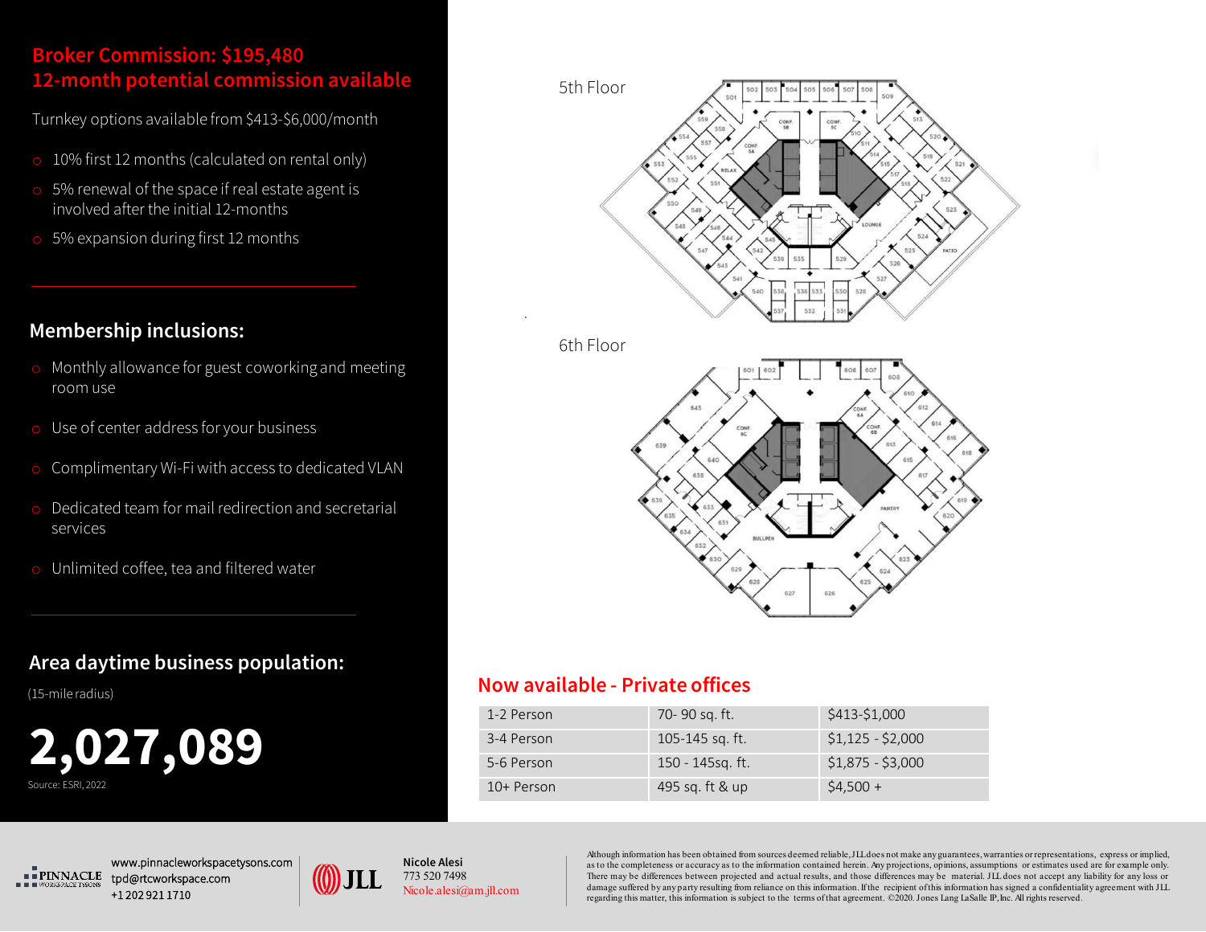## Broker Commission: $195,480
## 12-month potential commission available

Turnkey options available from $413-$6,000/month

- 10% first 12 months (calculated on rental only)
- 5% renewal of the space if real estate agent is involved after the initial 12-months
- 5% expansion during first 12 months

## Membership inclusions:

- Monthly allowance for guest coworking and meeting room use
- Use of center address for your business
- Complimentary Wi-Fi with access to dedicated VLAN
- Dedicated team for mail redirection and secretarial services
- Unlimited coffee, tea and filtered water

## Area daytime business population:

(15-mile radius)

# 2,027,089

Source: ESRI, 2022

5th Floor

6th Floor

## Now available - Private offices

| | | |
|---|---|---|
| 1-2 Person | 70- 90 sq. ft. | $413-$1,000 |
| 3-4 Person | 105-145 sq. ft. | $1,125 - $2,000 |
| 5-6 Person | 150 - 145sq. ft. | $1,875 - $3,000 |
| 10+ Person | 495 sq. ft & up | $4,500 + |

PINNACLE WORKSPACE TYSONS

www.pinnacleworkspacetysons.com
tpd@rtcworkspace.com
+1 202 921 1710

JLL

**Nicole Alesi**
773 520 7498
Nicole.alesi@am.jll.com

Although information has been obtained from sources deemed reliable, JLL does not make any guarantees, warranties or representations, express or implied, as to the completeness or accuracy as to the information contained herein. Any projections, opinions, assumptions or estimates used are for example only. There may be differences between projected and actual results, and those differences may be material. JLL does not accept any liability for any loss or damage suffered by any party resulting from reliance on this information. If the recipient of this information has signed a confidentiality agreement with JLL regarding this matter, this information is subject to the terms of that agreement. ©2020. Jones Lang LaSalle IP, Inc. All rights reserved.